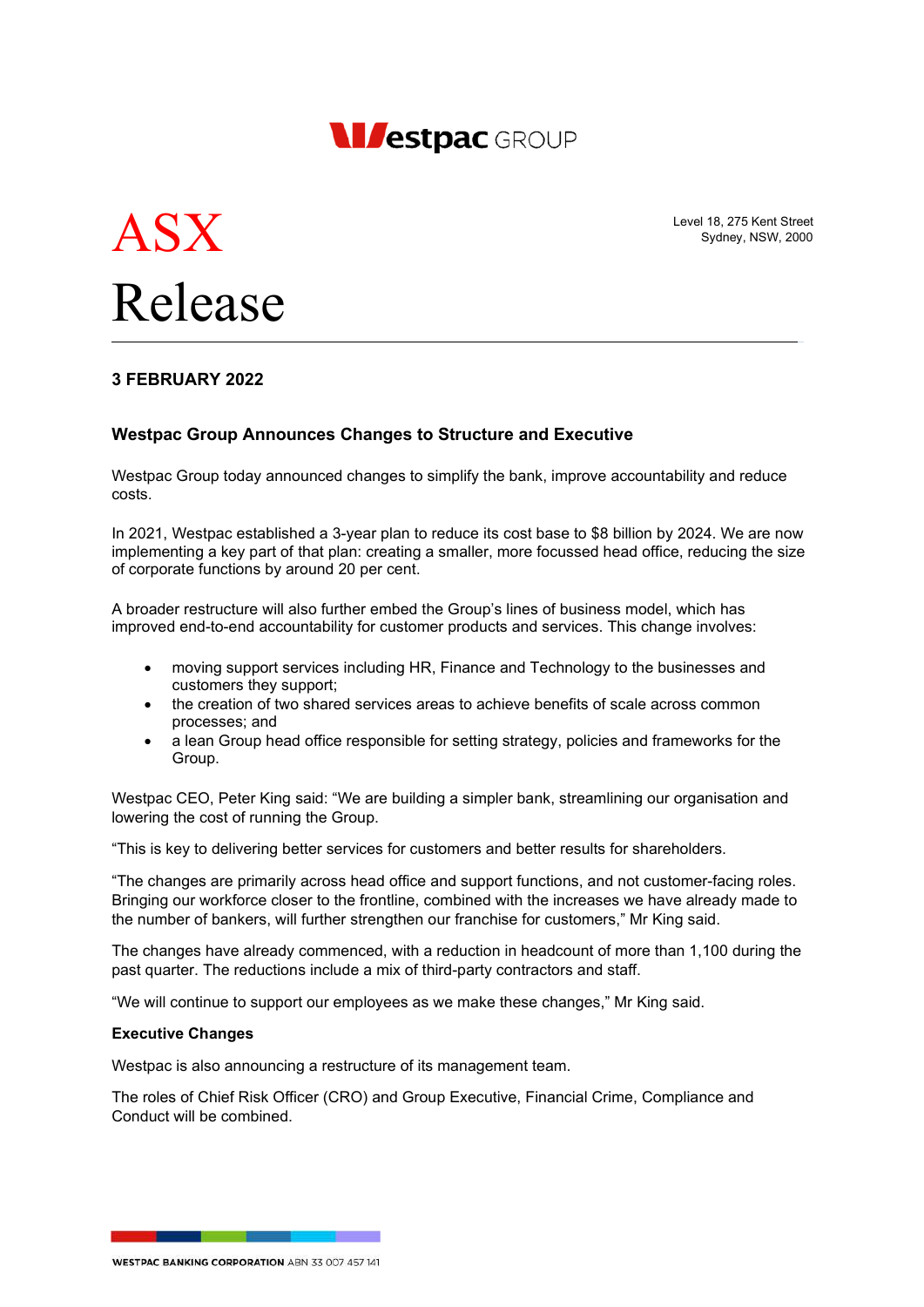# ASX Release

Level 18, 275 Kent Street
Sydney, NSW, 2000

**3 FEBRUARY 2022**

## Westpac Group Announces Changes to Structure and Executive

Westpac Group today announced changes to simplify the bank, improve accountability and reduce costs.

In 2021, Westpac established a 3-year plan to reduce its cost base to $8 billion by 2024. We are now implementing a key part of that plan: creating a smaller, more focussed head office, reducing the size of corporate functions by around 20 per cent.

A broader restructure will also further embed the Group's lines of business model, which has improved end-to-end accountability for customer products and services. This change involves:

- moving support services including HR, Finance and Technology to the businesses and customers they support;
- the creation of two shared services areas to achieve benefits of scale across common processes; and
- a lean Group head office responsible for setting strategy, policies and frameworks for the Group.

Westpac CEO, Peter King said: "We are building a simpler bank, streamlining our organisation and lowering the cost of running the Group.

"This is key to delivering better services for customers and better results for shareholders.

"The changes are primarily across head office and support functions, and not customer-facing roles. Bringing our workforce closer to the frontline, combined with the increases we have already made to the number of bankers, will further strengthen our franchise for customers," Mr King said.

The changes have already commenced, with a reduction in headcount of more than 1,100 during the past quarter. The reductions include a mix of third-party contractors and staff.

"We will continue to support our employees as we make these changes," Mr King said.

**Executive Changes**

Westpac is also announcing a restructure of its management team.

The roles of Chief Risk Officer (CRO) and Group Executive, Financial Crime, Compliance and Conduct will be combined.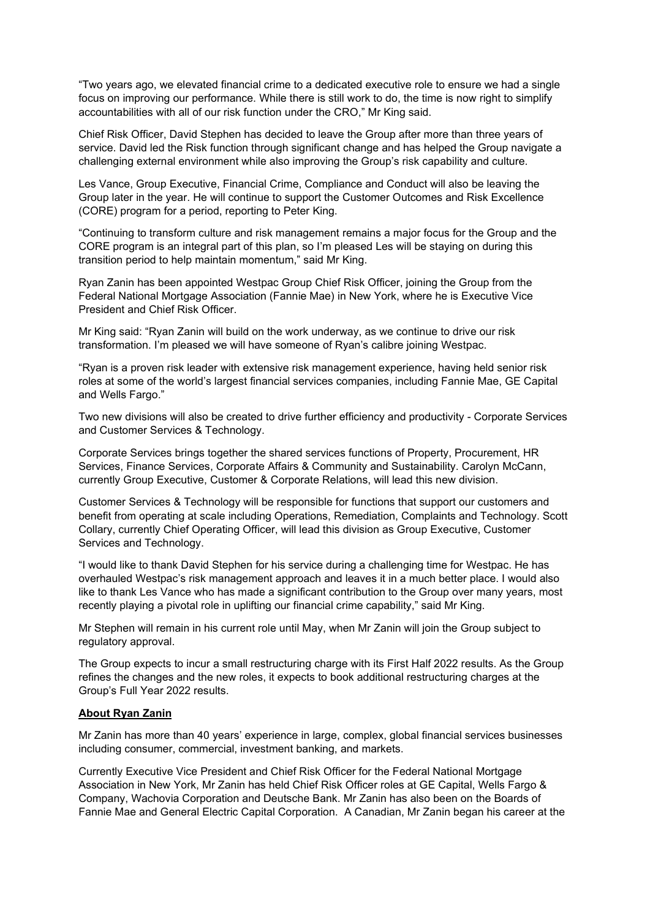"Two years ago, we elevated financial crime to a dedicated executive role to ensure we had a single focus on improving our performance. While there is still work to do, the time is now right to simplify accountabilities with all of our risk function under the CRO," Mr King said.

Chief Risk Officer, David Stephen has decided to leave the Group after more than three years of service. David led the Risk function through significant change and has helped the Group navigate a challenging external environment while also improving the Group's risk capability and culture.

Les Vance, Group Executive, Financial Crime, Compliance and Conduct will also be leaving the Group later in the year. He will continue to support the Customer Outcomes and Risk Excellence (CORE) program for a period, reporting to Peter King.

"Continuing to transform culture and risk management remains a major focus for the Group and the CORE program is an integral part of this plan, so I'm pleased Les will be staying on during this transition period to help maintain momentum," said Mr King.

Ryan Zanin has been appointed Westpac Group Chief Risk Officer, joining the Group from the Federal National Mortgage Association (Fannie Mae) in New York, where he is Executive Vice President and Chief Risk Officer.

Mr King said: "Ryan Zanin will build on the work underway, as we continue to drive our risk transformation. I'm pleased we will have someone of Ryan's calibre joining Westpac.

"Ryan is a proven risk leader with extensive risk management experience, having held senior risk roles at some of the world's largest financial services companies, including Fannie Mae, GE Capital and Wells Fargo."

Two new divisions will also be created to drive further efficiency and productivity - Corporate Services and Customer Services & Technology.

Corporate Services brings together the shared services functions of Property, Procurement, HR Services, Finance Services, Corporate Affairs & Community and Sustainability. Carolyn McCann, currently Group Executive, Customer & Corporate Relations, will lead this new division.

Customer Services & Technology will be responsible for functions that support our customers and benefit from operating at scale including Operations, Remediation, Complaints and Technology. Scott Collary, currently Chief Operating Officer, will lead this division as Group Executive, Customer Services and Technology.

"I would like to thank David Stephen for his service during a challenging time for Westpac. He has overhauled Westpac's risk management approach and leaves it in a much better place. I would also like to thank Les Vance who has made a significant contribution to the Group over many years, most recently playing a pivotal role in uplifting our financial crime capability," said Mr King.

Mr Stephen will remain in his current role until May, when Mr Zanin will join the Group subject to regulatory approval.

The Group expects to incur a small restructuring charge with its First Half 2022 results. As the Group refines the changes and the new roles, it expects to book additional restructuring charges at the Group's Full Year 2022 results.

**About Ryan Zanin**

Mr Zanin has more than 40 years' experience in large, complex, global financial services businesses including consumer, commercial, investment banking, and markets.

Currently Executive Vice President and Chief Risk Officer for the Federal National Mortgage Association in New York, Mr Zanin has held Chief Risk Officer roles at GE Capital, Wells Fargo & Company, Wachovia Corporation and Deutsche Bank. Mr Zanin has also been on the Boards of Fannie Mae and General Electric Capital Corporation. A Canadian, Mr Zanin began his career at the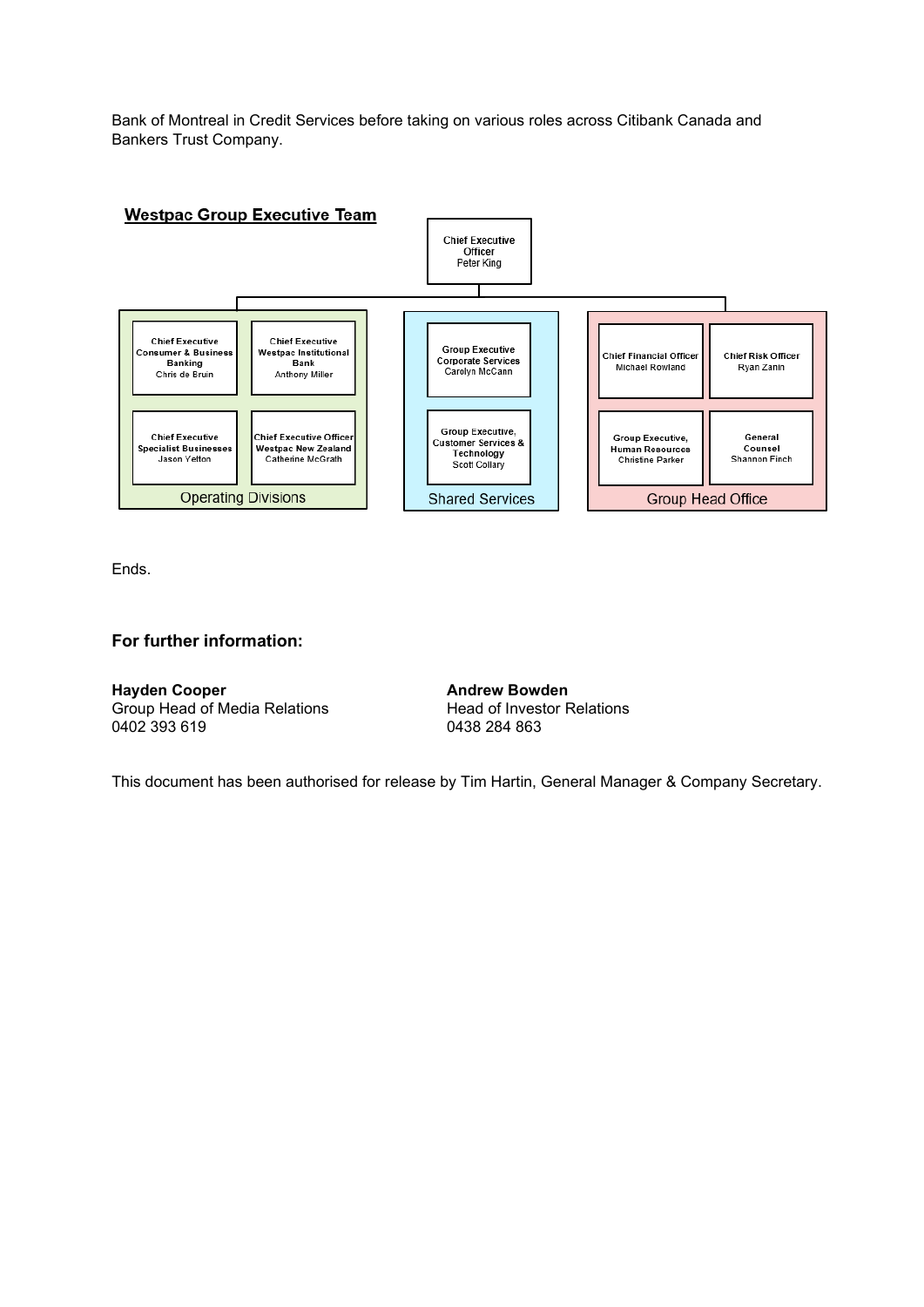Bank of Montreal in Credit Services before taking on various roles across Citibank Canada and Bankers Trust Company.

**Westpac Group Executive Team**

Chief Executive Officer
Peter King

Chief Executive Consumer & Business Banking
Chris de Bruin

Chief Executive Westpac Institutional Bank
Anthony Miller

Chief Executive Specialist Businesses
Jason Yetton

Chief Executive Officer Westpac New Zealand
Catherine McGrath

Operating Divisions

Group Executive Corporate Services
Carolyn McCann

Group Executive, Customer Services & Technology
Scott Collary

Shared Services

Chief Financial Officer
Michael Rowland

Chief Risk Officer
Ryan Zanin

Group Executive, Human Resources
Christine Parker

General Counsel
Shannon Finch

Group Head Office

Ends.

### For further information:

**Hayden Cooper**
Group Head of Media Relations
0402 393 619

**Andrew Bowden**
Head of Investor Relations
0438 284 863

This document has been authorised for release by Tim Hartin, General Manager & Company Secretary.